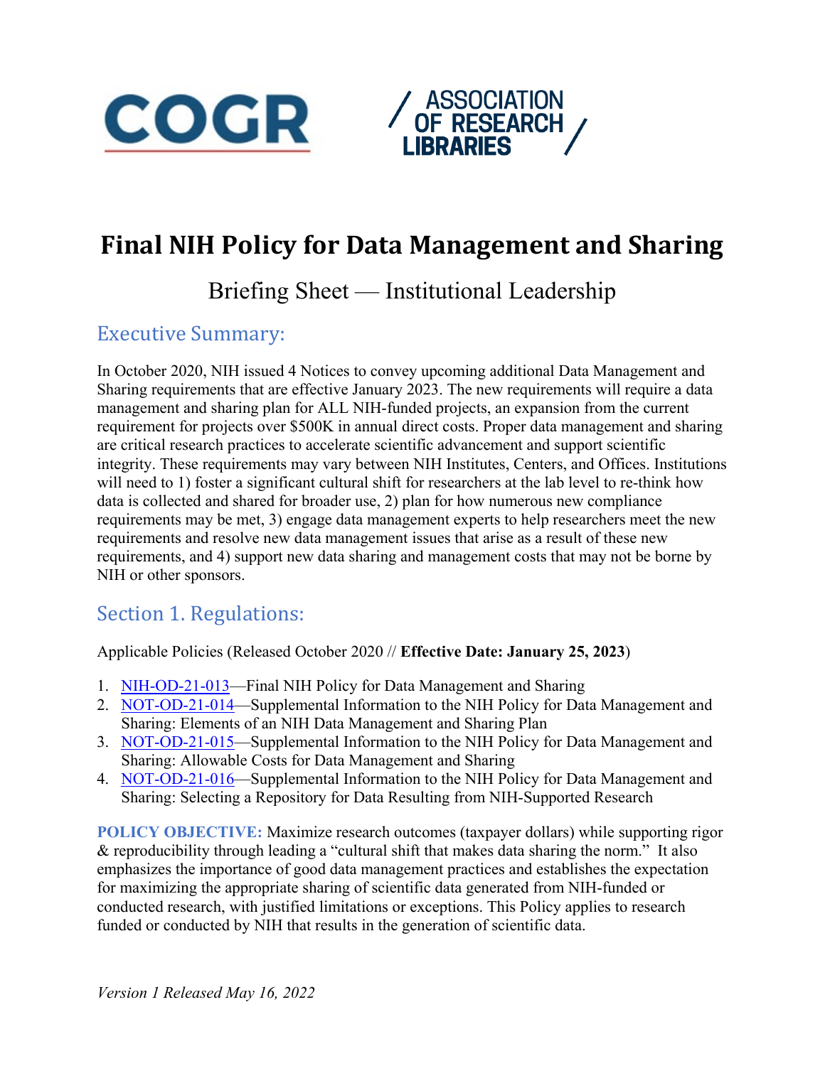COGR

ASSOCIATION OF RESEARCH LIBRARIES

# Final NIH Policy for Data Management and Sharing

Briefing Sheet — Institutional Leadership

## Executive Summary:

In October 2020, NIH issued 4 Notices to convey upcoming additional Data Management and Sharing requirements that are effective January 2023. The new requirements will require a data management and sharing plan for ALL NIH-funded projects, an expansion from the current requirement for projects over $500K in annual direct costs. Proper data management and sharing are critical research practices to accelerate scientific advancement and support scientific integrity. These requirements may vary between NIH Institutes, Centers, and Offices. Institutions will need to 1) foster a significant cultural shift for researchers at the lab level to re-think how data is collected and shared for broader use, 2) plan for how numerous new compliance requirements may be met, 3) engage data management experts to help researchers meet the new requirements and resolve new data management issues that arise as a result of these new requirements, and 4) support new data sharing and management costs that may not be borne by NIH or other sponsors.

## Section 1. Regulations:

Applicable Policies (Released October 2020 // **Effective Date: January 25, 2023**)

1. NIH-OD-21-013—Final NIH Policy for Data Management and Sharing
2. NOT-OD-21-014—Supplemental Information to the NIH Policy for Data Management and Sharing: Elements of an NIH Data Management and Sharing Plan
3. NOT-OD-21-015—Supplemental Information to the NIH Policy for Data Management and Sharing: Allowable Costs for Data Management and Sharing
4. NOT-OD-21-016—Supplemental Information to the NIH Policy for Data Management and Sharing: Selecting a Repository for Data Resulting from NIH-Supported Research

**POLICY OBJECTIVE:** Maximize research outcomes (taxpayer dollars) while supporting rigor & reproducibility through leading a "cultural shift that makes data sharing the norm." It also emphasizes the importance of good data management practices and establishes the expectation for maximizing the appropriate sharing of scientific data generated from NIH-funded or conducted research, with justified limitations or exceptions. This Policy applies to research funded or conducted by NIH that results in the generation of scientific data.

*Version 1 Released May 16, 2022*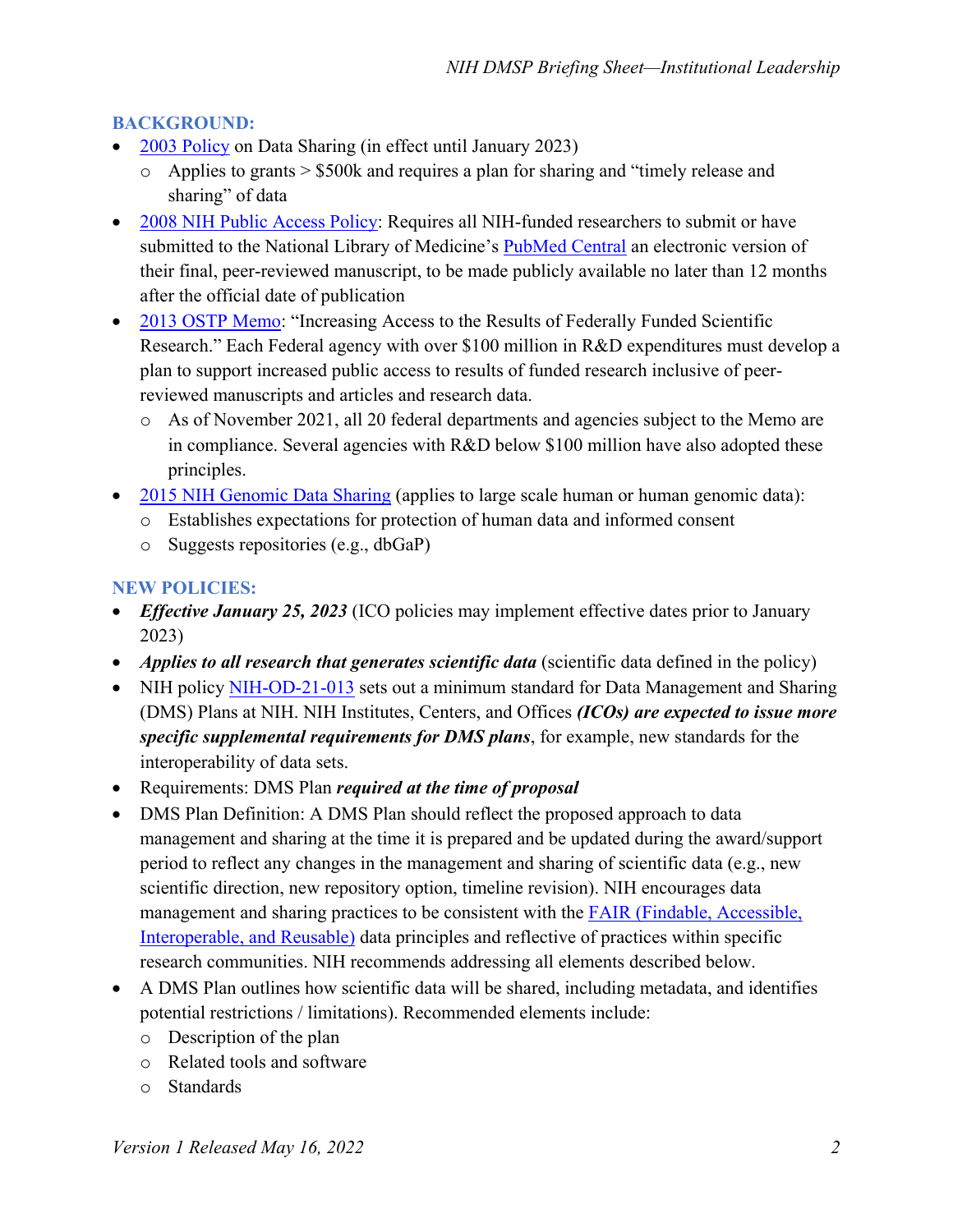## BACKGROUND:

- [2003 Policy](https://grants.nih.gov/grants/policy/data_sharing/) on Data Sharing (in effect until January 2023)
  - Applies to grants > $500k and requires a plan for sharing and "timely release and sharing" of data
- [2008 NIH Public Access Policy](https://publicaccess.nih.gov/): Requires all NIH-funded researchers to submit or have submitted to the National Library of Medicine's [PubMed Central](https://www.ncbi.nlm.nih.gov/pmc/) an electronic version of their final, peer-reviewed manuscript, to be made publicly available no later than 12 months after the official date of publication
- [2013 OSTP Memo](https://obamawhitehouse.archives.gov/blog/2013/02/22/expanding-public-access-results-federally-funded-research): "Increasing Access to the Results of Federally Funded Scientific Research." Each Federal agency with over $100 million in R&D expenditures must develop a plan to support increased public access to results of funded research inclusive of peer-reviewed manuscripts and articles and research data.
  - As of November 2021, all 20 federal departments and agencies subject to the Memo are in compliance. Several agencies with R&D below $100 million have also adopted these principles.
- [2015 NIH Genomic Data Sharing](https://sharing.nih.gov/genomic-data-sharing-policy) (applies to large scale human or human genomic data):
  - Establishes expectations for protection of human data and informed consent
  - Suggests repositories (e.g., dbGaP)

## NEW POLICIES:

- ***Effective January 25, 2023*** (ICO policies may implement effective dates prior to January 2023)
- ***Applies to all research that generates scientific data*** (scientific data defined in the policy)
- NIH policy [NIH-OD-21-013](https://grants.nih.gov/grants/guide/notice-files/NOT-OD-21-013.html) sets out a minimum standard for Data Management and Sharing (DMS) Plans at NIH. NIH Institutes, Centers, and Offices ***(ICOs) are expected to issue more specific supplemental requirements for DMS plans***, for example, new standards for the interoperability of data sets.
- Requirements: DMS Plan ***required at the time of proposal***
- DMS Plan Definition: A DMS Plan should reflect the proposed approach to data management and sharing at the time it is prepared and be updated during the award/support period to reflect any changes in the management and sharing of scientific data (e.g., new scientific direction, new repository option, timeline revision). NIH encourages data management and sharing practices to be consistent with the [FAIR (Findable, Accessible, Interoperable, and Reusable)](https://www.go-fair.org/fair-principles/) data principles and reflective of practices within specific research communities. NIH recommends addressing all elements described below.
- A DMS Plan outlines how scientific data will be shared, including metadata, and identifies potential restrictions / limitations). Recommended elements include:
  - Description of the plan
  - Related tools and software
  - Standards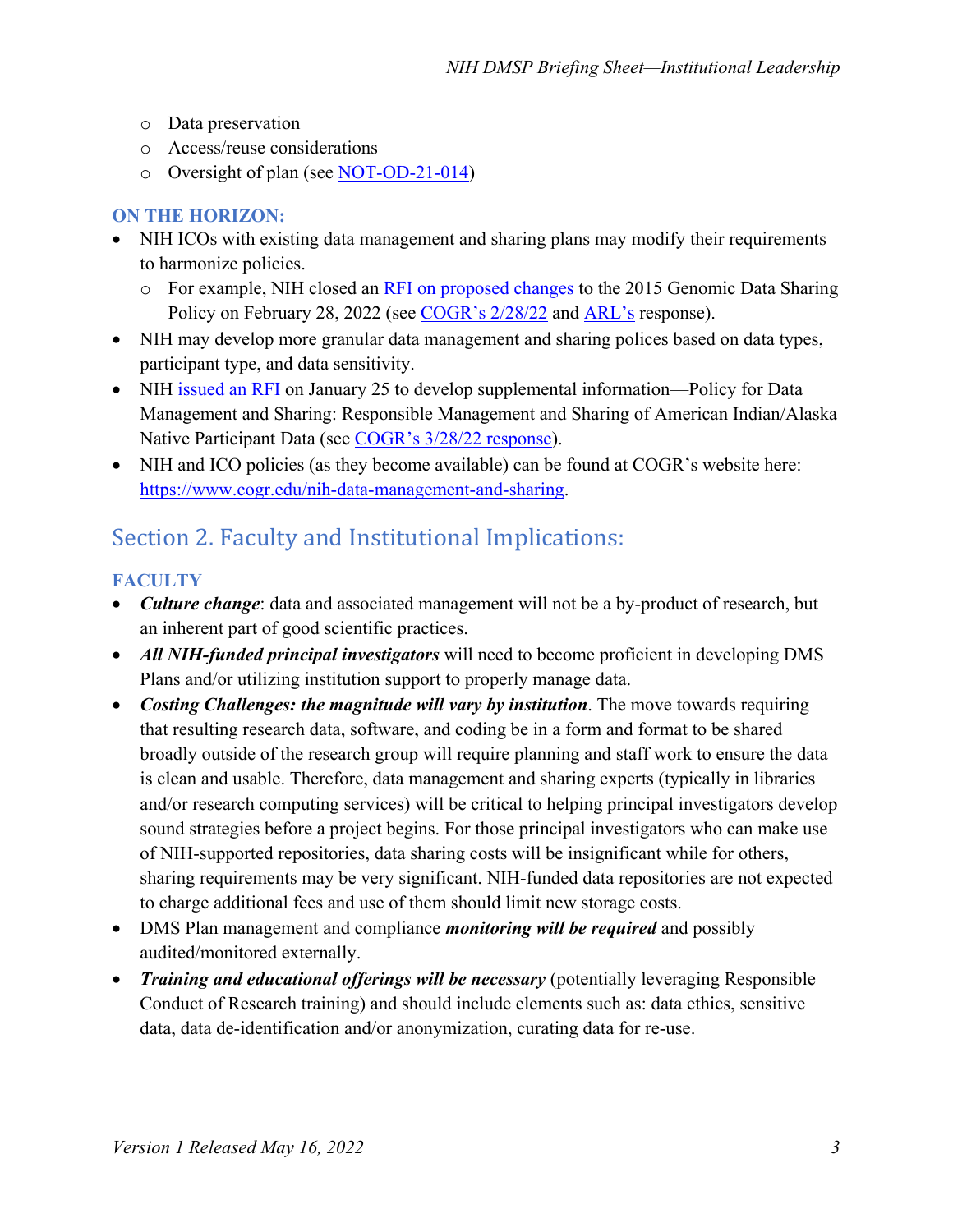- Data preservation
   - Access/reuse considerations
   - Oversight of plan (see [NOT-OD-21-014])

### ON THE HORIZON:

- NIH ICOs with existing data management and sharing plans may modify their requirements to harmonize policies.
   - For example, NIH closed an [RFI on proposed changes] to the 2015 Genomic Data Sharing Policy on February 28, 2022 (see [COGR's 2/28/22] and [ARL's] response).
- NIH may develop more granular data management and sharing polices based on data types, participant type, and data sensitivity.
- NIH [issued an RFI] on January 25 to develop supplemental information—Policy for Data Management and Sharing: Responsible Management and Sharing of American Indian/Alaska Native Participant Data (see [COGR's 3/28/22 response]).
- NIH and ICO policies (as they become available) can be found at COGR's website here: https://www.cogr.edu/nih-data-management-and-sharing.

## Section 2. Faculty and Institutional Implications:

### FACULTY

- ***Culture change***: data and associated management will not be a by-product of research, but an inherent part of good scientific practices.
- ***All NIH-funded principal investigators*** will need to become proficient in developing DMS Plans and/or utilizing institution support to properly manage data.
- ***Costing Challenges: the magnitude will vary by institution***. The move towards requiring that resulting research data, software, and coding be in a form and format to be shared broadly outside of the research group will require planning and staff work to ensure the data is clean and usable. Therefore, data management and sharing experts (typically in libraries and/or research computing services) will be critical to helping principal investigators develop sound strategies before a project begins. For those principal investigators who can make use of NIH-supported repositories, data sharing costs will be insignificant while for others, sharing requirements may be very significant. NIH-funded data repositories are not expected to charge additional fees and use of them should limit new storage costs.
- DMS Plan management and compliance ***monitoring will be required*** and possibly audited/monitored externally.
- ***Training and educational offerings will be necessary*** (potentially leveraging Responsible Conduct of Research training) and should include elements such as: data ethics, sensitive data, data de-identification and/or anonymization, curating data for re-use.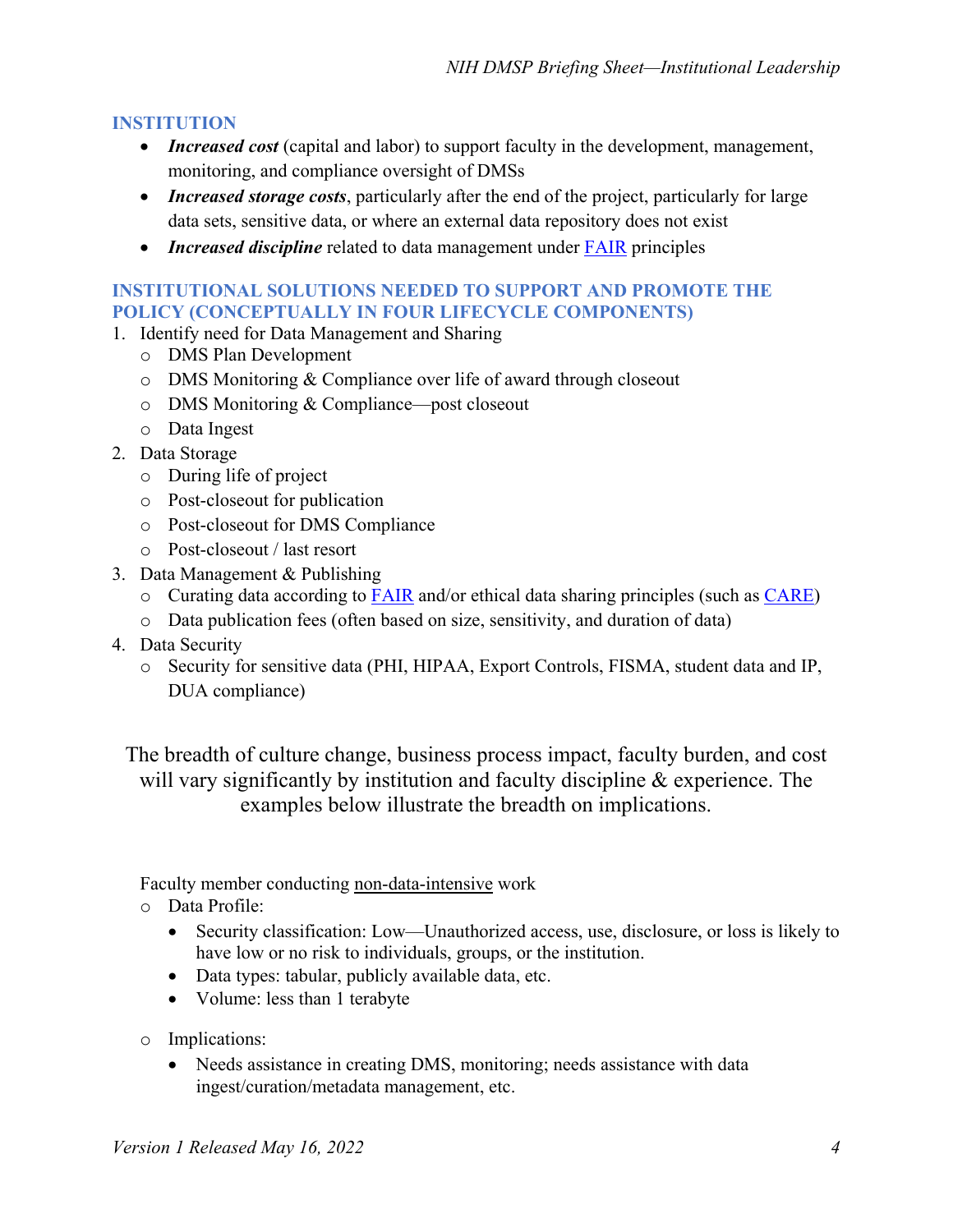## INSTITUTION

- ***Increased cost*** (capital and labor) to support faculty in the development, management, monitoring, and compliance oversight of DMSs
- ***Increased storage costs***, particularly after the end of the project, particularly for large data sets, sensitive data, or where an external data repository does not exist
- ***Increased discipline*** related to data management under FAIR principles

## INSTITUTIONAL SOLUTIONS NEEDED TO SUPPORT AND PROMOTE THE POLICY (CONCEPTUALLY IN FOUR LIFECYCLE COMPONENTS)

1. Identify need for Data Management and Sharing
   - DMS Plan Development
   - DMS Monitoring & Compliance over life of award through closeout
   - DMS Monitoring & Compliance—post closeout
   - Data Ingest
2. Data Storage
   - During life of project
   - Post-closeout for publication
   - Post-closeout for DMS Compliance
   - Post-closeout / last resort
3. Data Management & Publishing
   - Curating data according to FAIR and/or ethical data sharing principles (such as CARE)
   - Data publication fees (often based on size, sensitivity, and duration of data)
4. Data Security
   - Security for sensitive data (PHI, HIPAA, Export Controls, FISMA, student data and IP, DUA compliance)

The breadth of culture change, business process impact, faculty burden, and cost will vary significantly by institution and faculty discipline & experience. The examples below illustrate the breadth on implications.

Faculty member conducting <u>non-data-intensive</u> work

- Data Profile:
  - Security classification: Low—Unauthorized access, use, disclosure, or loss is likely to have low or no risk to individuals, groups, or the institution.
  - Data types: tabular, publicly available data, etc.
  - Volume: less than 1 terabyte

- Implications:
  - Needs assistance in creating DMS, monitoring; needs assistance with data ingest/curation/metadata management, etc.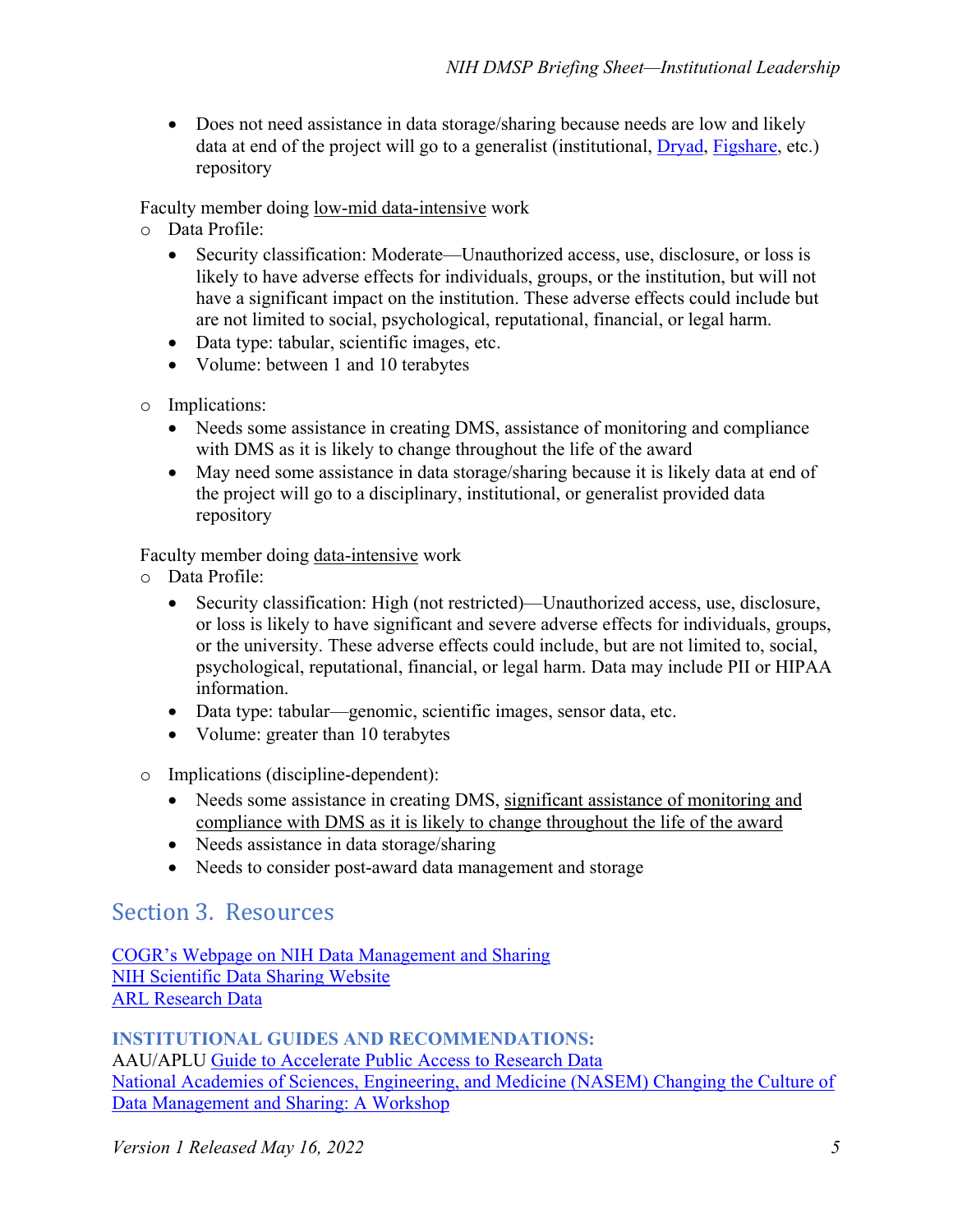- Does not need assistance in data storage/sharing because needs are low and likely data at end of the project will go to a generalist (institutional, [Dryad](), [Figshare](), etc.) repository

Faculty member doing <u>low-mid data-intensive</u> work

- Data Profile:
  - Security classification: Moderate—Unauthorized access, use, disclosure, or loss is likely to have adverse effects for individuals, groups, or the institution, but will not have a significant impact on the institution. These adverse effects could include but are not limited to social, psychological, reputational, financial, or legal harm.
  - Data type: tabular, scientific images, etc.
  - Volume: between 1 and 10 terabytes

- Implications:
  - Needs some assistance in creating DMS, assistance of monitoring and compliance with DMS as it is likely to change throughout the life of the award
  - May need some assistance in data storage/sharing because it is likely data at end of the project will go to a disciplinary, institutional, or generalist provided data repository

Faculty member doing <u>data-intensive</u> work

- Data Profile:
  - Security classification: High (not restricted)—Unauthorized access, use, disclosure, or loss is likely to have significant and severe adverse effects for individuals, groups, or the university. These adverse effects could include, but are not limited to, social, psychological, reputational, financial, or legal harm. Data may include PII or HIPAA information.
  - Data type: tabular—genomic, scientific images, sensor data, etc.
  - Volume: greater than 10 terabytes

- Implications (discipline-dependent):
  - Needs some assistance in creating DMS, <u>significant assistance of monitoring and compliance with DMS as it is likely to change throughout the life of the award</u>
  - Needs assistance in data storage/sharing
  - Needs to consider post-award data management and storage

## Section 3. Resources

[COGR's Webpage on NIH Data Management and Sharing]()
[NIH Scientific Data Sharing Website]()
[ARL Research Data]()

**INSTITUTIONAL GUIDES AND RECOMMENDATIONS:**
AAU/APLU [Guide to Accelerate Public Access to Research Data]()
[National Academies of Sciences, Engineering, and Medicine (NASEM) Changing the Culture of Data Management and Sharing: A Workshop]()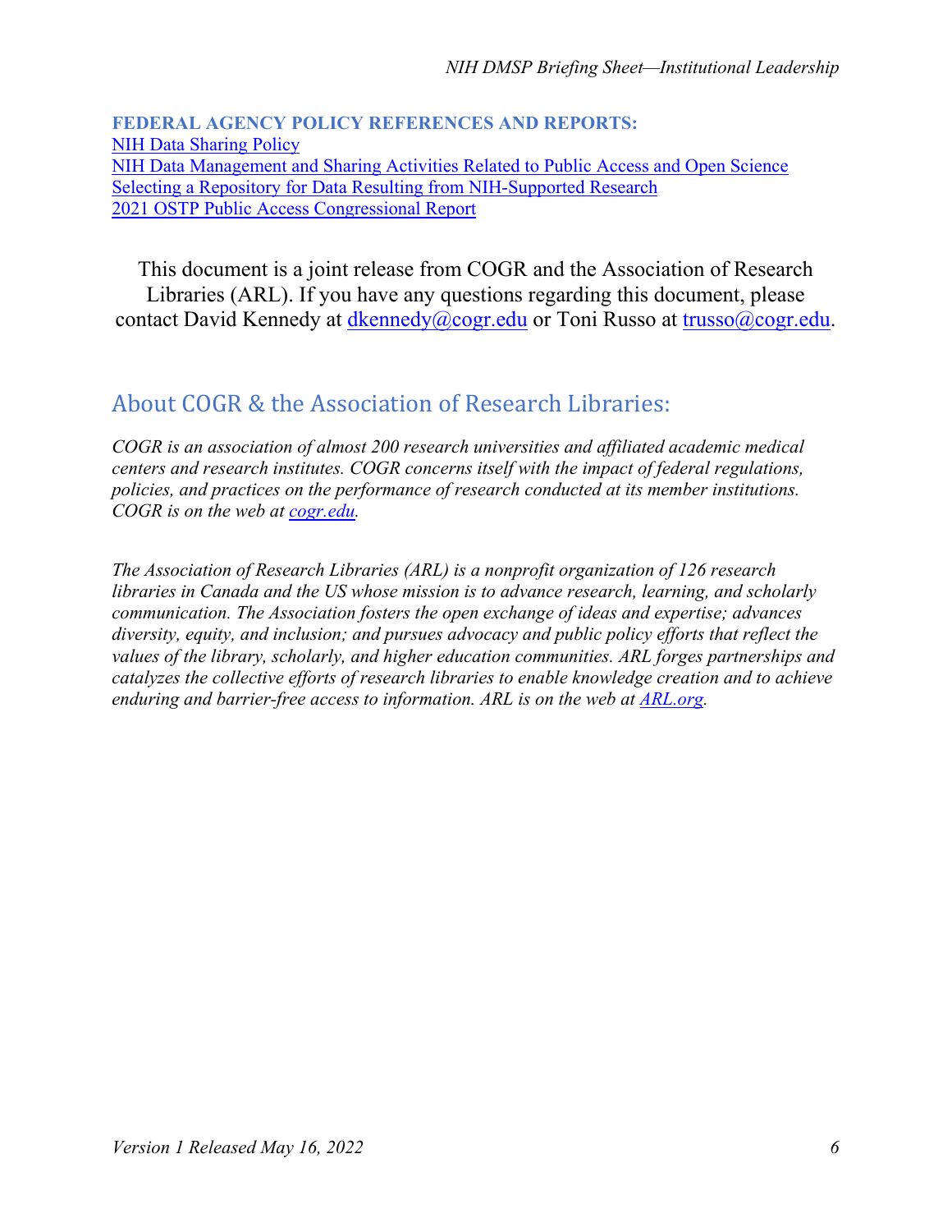**FEDERAL AGENCY POLICY REFERENCES AND REPORTS:**

[NIH Data Sharing Policy]
[NIH Data Management and Sharing Activities Related to Public Access and Open Science]
[Selecting a Repository for Data Resulting from NIH-Supported Research]
[2021 OSTP Public Access Congressional Report]

This document is a joint release from COGR and the Association of Research Libraries (ARL). If you have any questions regarding this document, please contact David Kennedy at dkennedy@cogr.edu or Toni Russo at trusso@cogr.edu.

## About COGR & the Association of Research Libraries:

*COGR is an association of almost 200 research universities and affiliated academic medical centers and research institutes. COGR concerns itself with the impact of federal regulations, policies, and practices on the performance of research conducted at its member institutions. COGR is on the web at cogr.edu.*

*The Association of Research Libraries (ARL) is a nonprofit organization of 126 research libraries in Canada and the US whose mission is to advance research, learning, and scholarly communication. The Association fosters the open exchange of ideas and expertise; advances diversity, equity, and inclusion; and pursues advocacy and public policy efforts that reflect the values of the library, scholarly, and higher education communities. ARL forges partnerships and catalyzes the collective efforts of research libraries to enable knowledge creation and to achieve enduring and barrier-free access to information. ARL is on the web at ARL.org.*

*Version 1 Released May 16, 2022*